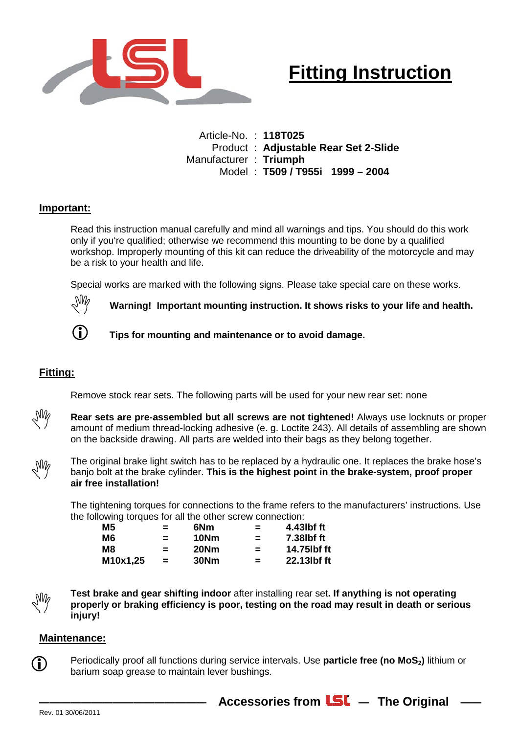# Fitting Instruction

Article-No. : **118T025**
Product : **Adjustable Rear Set 2-Slide**
Manufacturer : **Triumph**
Model : **T509 / T955i 1999 – 2004**

## Important:

Read this instruction manual carefully and mind all warnings and tips. You should do this work only if you're qualified; otherwise we recommend this mounting to be done by a qualified workshop. Improperly mounting of this kit can reduce the driveability of the motorcycle and may be a risk to your health and life.

Special works are marked with the following signs. Please take special care on these works.

**Warning! Important mounting instruction. It shows risks to your life and health.**

**Tips for mounting and maintenance or to avoid damage.**

## Fitting:

Remove stock rear sets. The following parts will be used for your new rear set: none

**Rear sets are pre-assembled but all screws are not tightened!** Always use locknuts or proper amount of medium thread-locking adhesive (e. g. Loctite 243). All details of assembling are shown on the backside drawing. All parts are welded into their bags as they belong together.

The original brake light switch has to be replaced by a hydraulic one. It replaces the brake hose's banjo bolt at the brake cylinder. **This is the highest point in the brake-system, proof proper air free installation!**

The tightening torques for connections to the frame refers to the manufacturers' instructions. Use the following torques for all the other screw connection:

| | | | | |
|---|---|---|---|---|
| **M5** | **=** | **6Nm** | **=** | **4.43lbf ft** |
| **M6** | **=** | **10Nm** | **=** | **7.38lbf ft** |
| **M8** | **=** | **20Nm** | **=** | **14.75lbf ft** |
| **M10x1,25** | **=** | **30Nm** | **=** | **22.13lbf ft** |

**Test brake and gear shifting indoor** after installing rear set**. If anything is not operating properly or braking efficiency is poor, testing on the road may result in death or serious injury!**

## Maintenance:

Periodically proof all functions during service intervals. Use **particle free (no $MoS_2$)** lithium or barium soap grease to maintain lever bushings.

**Accessories from LSL — The Original**

Rev. 01 30/06/2011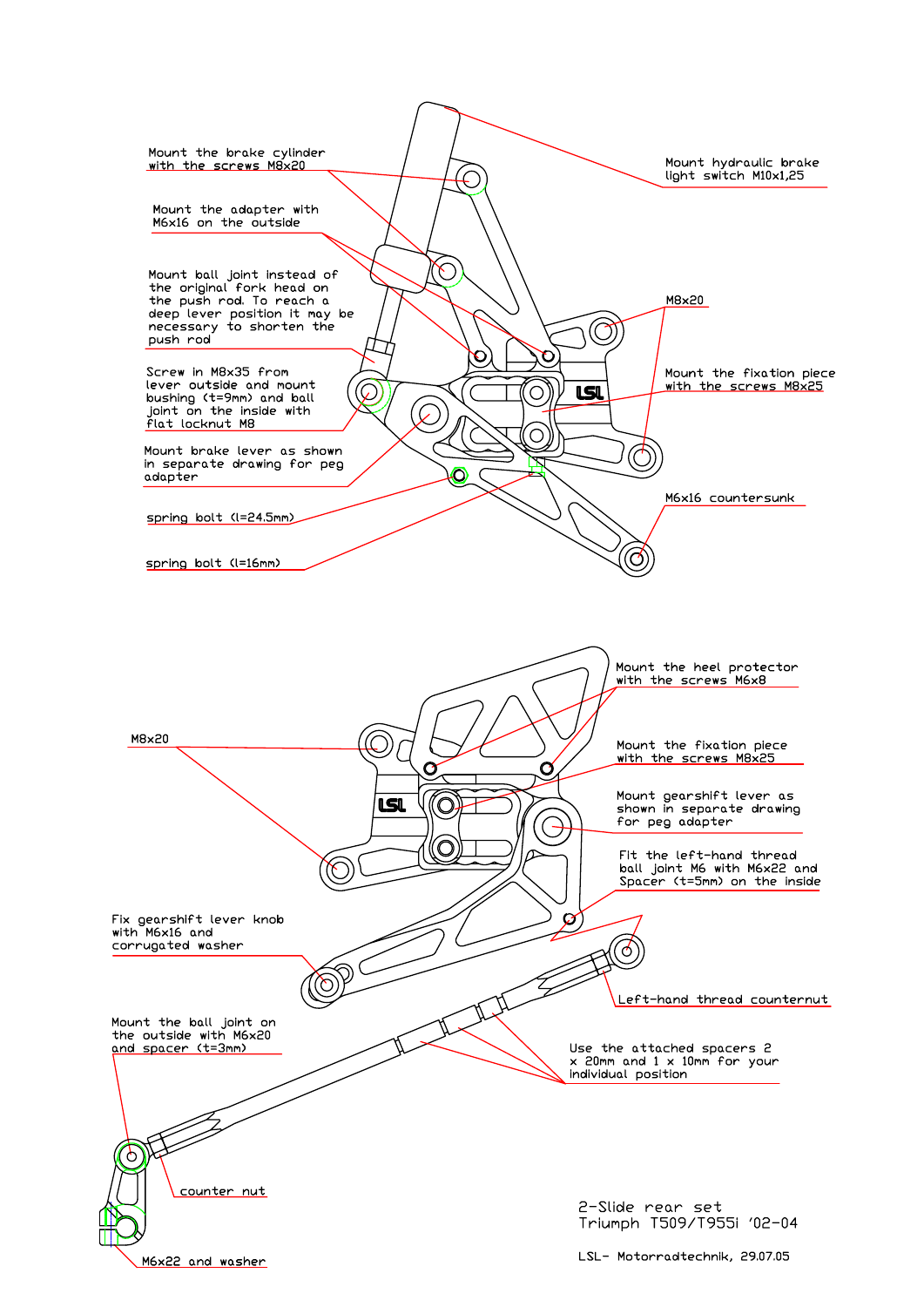Mount the brake cylinder with the screws M8x20

Mount the adapter with M6x16 on the outside

Mount ball joint instead of the original fork head on the push rod. To reach a deep lever position it may be necessary to shorten the push rod

Screw in M8x35 from lever outside and mount bushing (t=9mm) and ball joint on the inside with flat locknut M8

Mount brake lever as shown in separate drawing for peg adapter

spring bolt (l=24.5mm)

spring bolt (l=16mm)

Mount hydraulic brake light switch M10x1,25

M8x20

Mount the fixation piece with the screws M8x25

M6x16 countersunk

M8x20

Mount the heel protector with the screws M6x8

Mount the fixation piece with the screws M8x25

Mount gearshift lever as shown in separate drawing for peg adapter

Fit the left-hand thread ball joint M6 with M6x22 and Spacer (t=5mm) on the inside

Fix gearshift lever knob with M6x16 and corrugated washer

Left-hand thread counternut

Mount the ball joint on the outside with M6x20 and spacer (t=3mm)

Use the attached spacers 2 x 20mm and 1 x 10mm for your individual position

counter nut

M6x22 and washer

2-Slide rear set
Triumph T509/T955i '02-04

LSL- Motorradtechnik, 29.07.05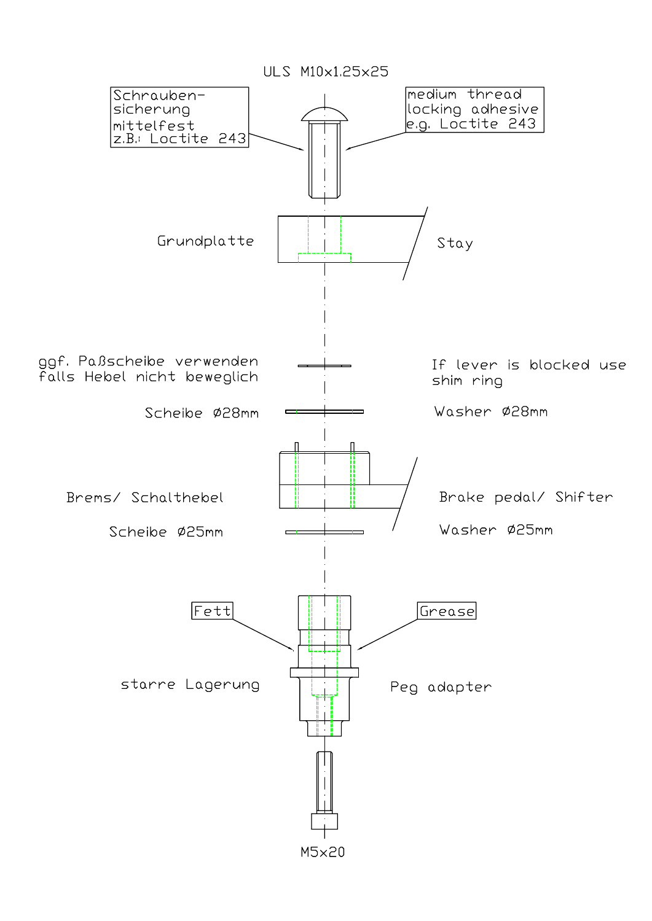ULS M10x1.25x25

Schrauben-sicherung mittelfest z.B.: Loctite 243

medium thread locking adhesive e.g. Loctite 243

Grundplatte

Stay

ggf. Paßscheibe verwenden falls Hebel nicht beweglich

If lever is blocked use shim ring

Scheibe Ø28mm

Washer Ø28mm

Brems/ Schalthebel

Brake pedal/ Shifter

Scheibe Ø25mm

Washer Ø25mm

Fett

Grease

starre Lagerung

Peg adapter

M5x20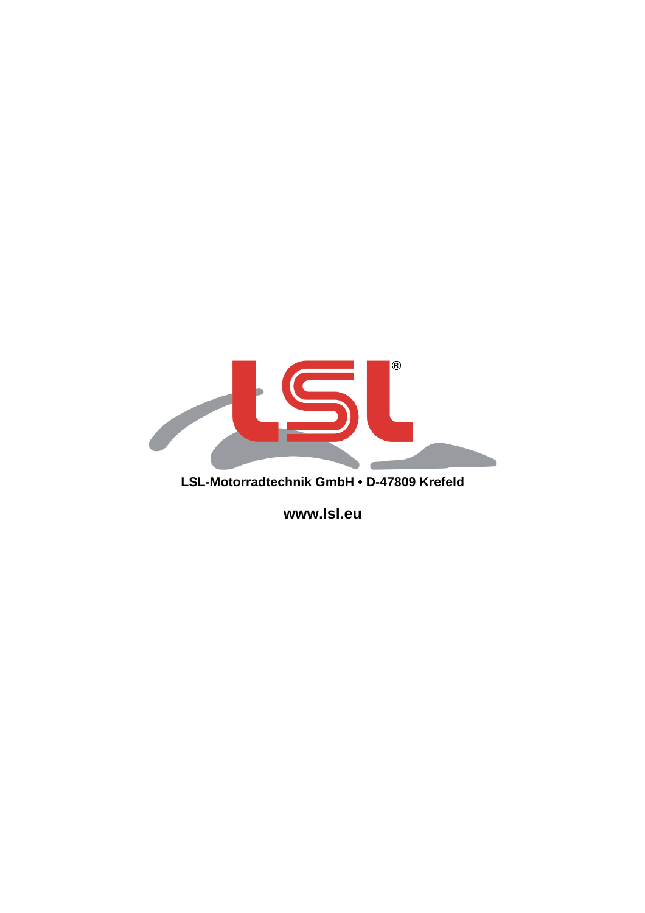LSL-Motorradtechnik GmbH • D-47809 Krefeld

www.lsl.eu